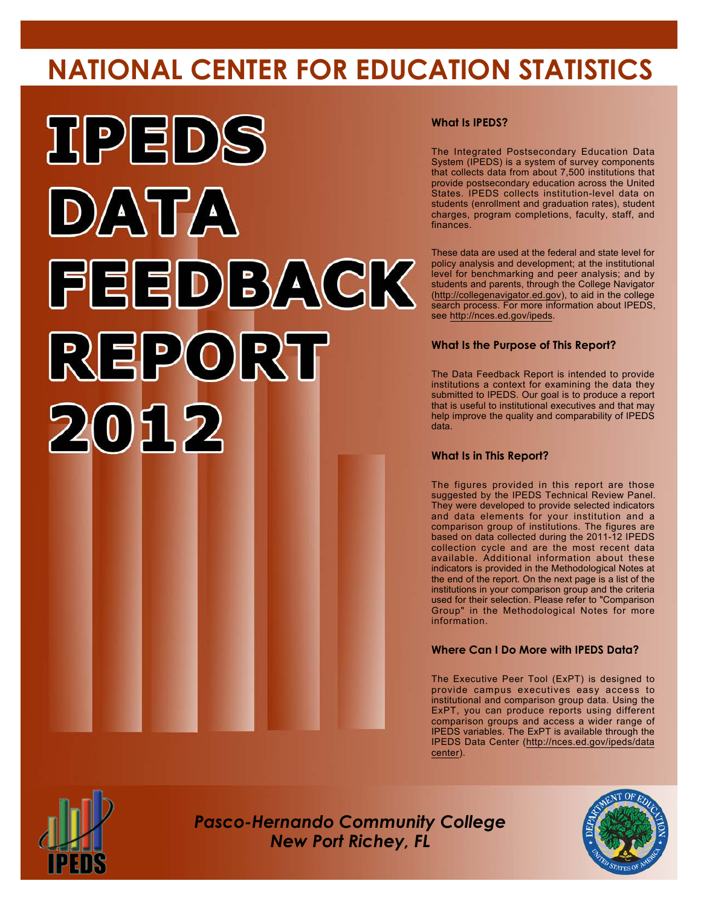# NATIONAL CENTER FOR EDUCATION STATISTICS

# IPEDS DATA FEEDBACK REPORT 2012

## What Is IPEDS?

The Integrated Postsecondary Education Data System (IPEDS) is a system of survey components that collects data from about 7,500 institutions that provide postsecondary education across the United States. IPEDS collects institution-level data on students (enrollment and graduation rates), student charges, program completions, faculty, staff, and finances.

These data are used at the federal and state level for policy analysis and development; at the institutional level for benchmarking and peer analysis; and by students and parents, through the College Navigator (http://collegenavigator.ed.gov), to aid in the college search process. For more information about IPEDS, see http://nces.ed.gov/ipeds.

## What Is the Purpose of This Report?

The Data Feedback Report is intended to provide institutions a context for examining the data they submitted to IPEDS. Our goal is to produce a report that is useful to institutional executives and that may help improve the quality and comparability of IPEDS data.

## What Is in This Report?

The figures provided in this report are those suggested by the IPEDS Technical Review Panel. They were developed to provide selected indicators and data elements for your institution and a comparison group of institutions. The figures are based on data collected during the 2011-12 IPEDS collection cycle and are the most recent data available. Additional information about these indicators is provided in the Methodological Notes at the end of the report. On the next page is a list of the institutions in your comparison group and the criteria used for their selection. Please refer to "Comparison Group" in the Methodological Notes for more information.

## Where Can I Do More with IPEDS Data?

The Executive Peer Tool (ExPT) is designed to provide campus executives easy access to institutional and comparison group data. Using the ExPT, you can produce reports using different comparison groups and access a wider range of IPEDS variables. The ExPT is available through the IPEDS Data Center (http://nces.ed.gov/ipeds/datacenter).

*Pasco-Hernando Community College*
*New Port Richey, FL*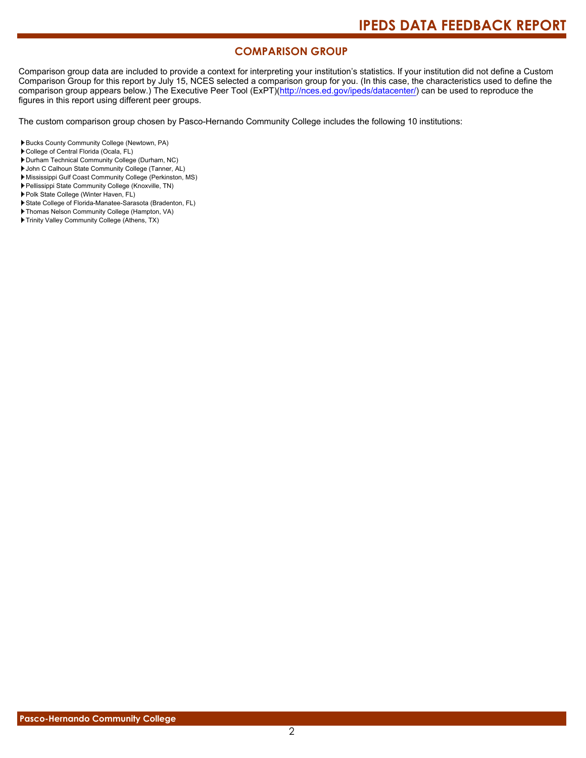## COMPARISON GROUP

Comparison group data are included to provide a context for interpreting your institution's statistics. If your institution did not define a Custom Comparison Group for this report by July 15, NCES selected a comparison group for you. (In this case, the characteristics used to define the comparison group appears below.) The Executive Peer Tool (ExPT)(http://nces.ed.gov/ipeds/datacenter/) can be used to reproduce the figures in this report using different peer groups.

The custom comparison group chosen by Pasco-Hernando Community College includes the following 10 institutions:

- Bucks County Community College (Newtown, PA)
- College of Central Florida (Ocala, FL)
- Durham Technical Community College (Durham, NC)
- John C Calhoun State Community College (Tanner, AL)
- Mississippi Gulf Coast Community College (Perkinston, MS)
- Pellissippi State Community College (Knoxville, TN)
- Polk State College (Winter Haven, FL)
- State College of Florida-Manatee-Sarasota (Bradenton, FL)
- Thomas Nelson Community College (Hampton, VA)
- Trinity Valley Community College (Athens, TX)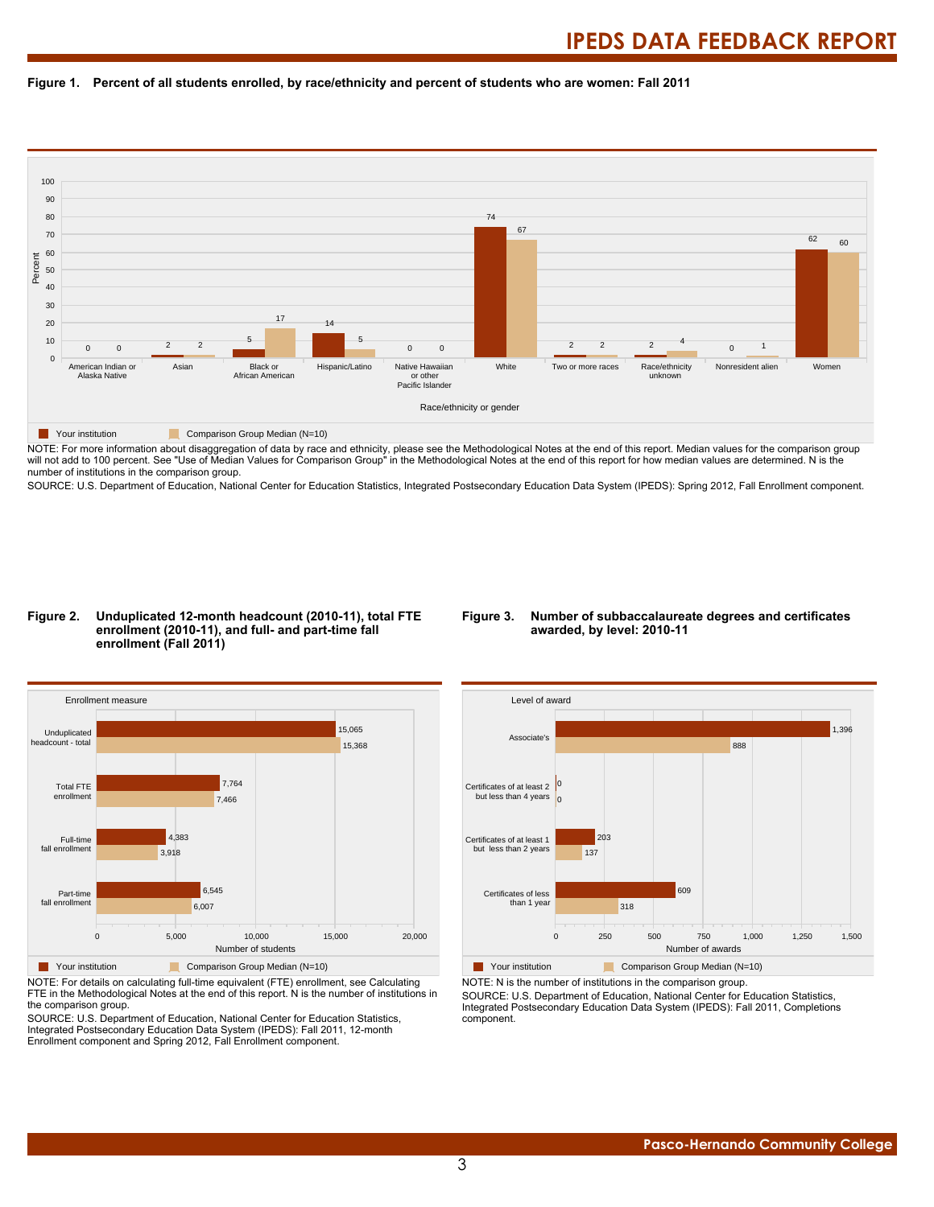**Figure 1. Percent of all students enrolled, by race/ethnicity and percent of students who are women: Fall 2011**

| Race/ethnicity or gender | Your institution | Comparison Group Median (N=10) |
|---|---|---|
| American Indian or Alaska Native | 0 | 0 |
| Asian | 2 | 2 |
| Black or African American | 5 | 17 |
| Hispanic/Latino | 14 | 5 |
| Native Hawaiian or other Pacific Islander | 0 | 0 |
| White | 74 | 67 |
| Two or more races | 2 | 2 |
| Race/ethnicity unknown | 2 | 4 |
| Nonresident alien | 0 | 1 |
| Women | 62 | 60 |

NOTE: For more information about disaggregation of data by race and ethnicity, please see the Methodological Notes at the end of this report. Median values for the comparison group will not add to 100 percent. See "Use of Median Values for Comparison Group" in the Methodological Notes at the end of this report for how median values are determined. N is the number of institutions in the comparison group.

SOURCE: U.S. Department of Education, National Center for Education Statistics, Integrated Postsecondary Education Data System (IPEDS): Spring 2012, Fall Enrollment component.

**Figure 2. Unduplicated 12-month headcount (2010-11), total FTE enrollment (2010-11), and full- and part-time fall enrollment (Fall 2011)**

| Enrollment measure | Your institution | Comparison Group Median (N=10) |
|---|---|---|
| Unduplicated headcount - total | 15,065 | 15,368 |
| Total FTE enrollment | 7,764 | 7,466 |
| Full-time fall enrollment | 4,383 | 3,918 |
| Part-time fall enrollment | 6,545 | 6,007 |

NOTE: For details on calculating full-time equivalent (FTE) enrollment, see Calculating FTE in the Methodological Notes at the end of this report. N is the number of institutions in the comparison group.

SOURCE: U.S. Department of Education, National Center for Education Statistics, Integrated Postsecondary Education Data System (IPEDS): Fall 2011, 12-month Enrollment component and Spring 2012, Fall Enrollment component.

**Figure 3. Number of subbaccalaureate degrees and certificates awarded, by level: 2010-11**

| Level of award | Your institution | Comparison Group Median (N=10) |
|---|---|---|
| Associate's | 1,396 | 888 |
| Certificates of at least 2 but less than 4 years | 0 | 0 |
| Certificates of at least 1 but less than 2 years | 203 | 137 |
| Certificates of less than 1 year | 609 | 318 |

NOTE: N is the number of institutions in the comparison group.

SOURCE: U.S. Department of Education, National Center for Education Statistics, Integrated Postsecondary Education Data System (IPEDS): Fall 2011, Completions component.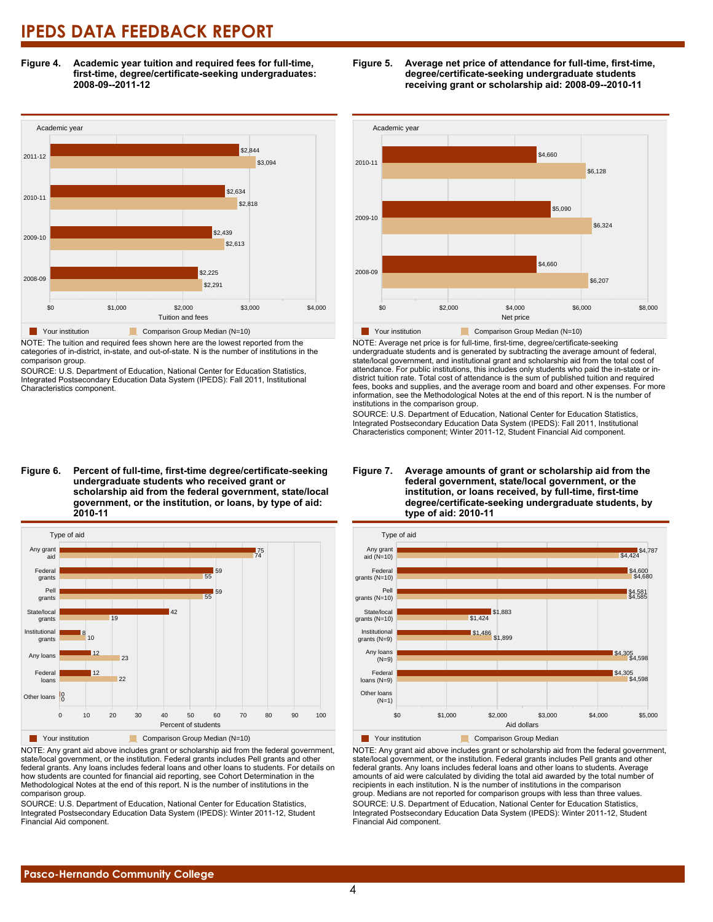# IPEDS DATA FEEDBACK REPORT

**Figure 4. Academic year tuition and required fees for full-time, first-time, degree/certificate-seeking undergraduates: 2008-09--2011-12**

| Academic year | Your institution | Comparison Group Median (N=10) |
|---|---|---|
| 2011-12 | $2,844 | $3,094 |
| 2010-11 | $2,634 | $2,818 |
| 2009-10 | $2,439 | $2,613 |
| 2008-09 | $2,225 | $2,291 |

NOTE: The tuition and required fees shown here are the lowest reported from the categories of in-district, in-state, and out-of-state. N is the number of institutions in the comparison group.

SOURCE: U.S. Department of Education, National Center for Education Statistics, Integrated Postsecondary Education Data System (IPEDS): Fall 2011, Institutional Characteristics component.

**Figure 5. Average net price of attendance for full-time, first-time, degree/certificate-seeking undergraduate students receiving grant or scholarship aid: 2008-09--2010-11**

| Academic year | Your institution | Comparison Group Median (N=10) |
|---|---|---|
| 2010-11 | $4,660 | $6,128 |
| 2009-10 | $5,090 | $6,324 |
| 2008-09 | $4,660 | $6,207 |

NOTE: Average net price is for full-time, first-time, degree/certificate-seeking undergraduate students and is generated by subtracting the average amount of federal, state/local government, and institutional grant and scholarship aid from the total cost of attendance. For public institutions, this includes only students who paid the in-state or in-district tuition rate. Total cost of attendance is the sum of published tuition and required fees, books and supplies, and the average room and board and other expenses. For more information, see the Methodological Notes at the end of this report. N is the number of institutions in the comparison group.

SOURCE: U.S. Department of Education, National Center for Education Statistics, Integrated Postsecondary Education Data System (IPEDS): Fall 2011, Institutional Characteristics component; Winter 2011-12, Student Financial Aid component.

**Figure 6. Percent of full-time, first-time degree/certificate-seeking undergraduate students who received grant or scholarship aid from the federal government, state/local government, or the institution, or loans, by type of aid: 2010-11**

| Type of aid | Your institution | Comparison Group Median (N=10) |
|---|---|---|
| Any grant aid | 75 | 74 |
| Federal grants | 59 | 55 |
| Pell grants | 59 | 55 |
| State/local grants | 42 | 19 |
| Institutional grants | 8 | 10 |
| Any loans | 12 | 23 |
| Federal loans | 12 | 22 |
| Other loans | 0 | 0 |

NOTE: Any grant aid above includes grant or scholarship aid from the federal government, state/local government, or the institution. Federal grants includes Pell grants and other federal grants. Any loans includes federal loans and other loans to students. For details on how students are counted for financial aid reporting, see Cohort Determination in the Methodological Notes at the end of this report. N is the number of institutions in the comparison group.

SOURCE: U.S. Department of Education, National Center for Education Statistics, Integrated Postsecondary Education Data System (IPEDS): Winter 2011-12, Student Financial Aid component.

**Figure 7. Average amounts of grant or scholarship aid from the federal government, state/local government, or the institution, or loans received, by full-time, first-time degree/certificate-seeking undergraduate students, by type of aid: 2010-11**

| Type of aid | Your institution | Comparison Group Median |
|---|---|---|
| Any grant aid (N=10) | $4,787 | $4,424 |
| Federal grants (N=10) | $4,600 | $4,680 |
| Pell grants (N=10) | $4,581 | $4,585 |
| State/local grants (N=10) | $1,883 | $1,424 |
| Institutional grants (N=9) | $1,486 | $1,899 |
| Any loans (N=9) | $4,305 | $4,598 |
| Federal loans (N=9) | $4,305 | $4,598 |
| Other loans (N=1) | | |

NOTE: Any grant aid above includes grant or scholarship aid from the federal government, state/local government, or the institution. Federal grants includes Pell grants and other federal grants. Any loans includes federal loans and other loans to students. Average amounts of aid were calculated by dividing the total aid awarded by the total number of recipients in each institution. N is the number of institutions in the comparison group. Medians are not reported for comparison groups with less than three values.

SOURCE: U.S. Department of Education, National Center for Education Statistics, Integrated Postsecondary Education Data System (IPEDS): Winter 2011-12, Student Financial Aid component.

**Pasco-Hernando Community College**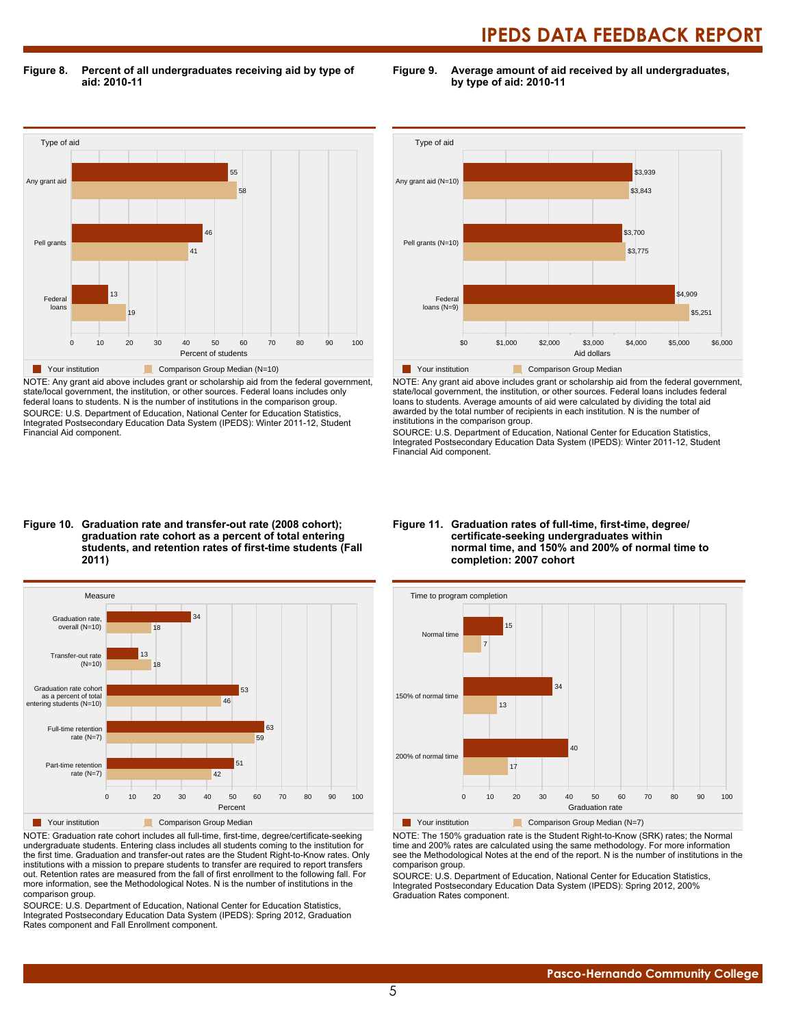**Figure 8. Percent of all undergraduates receiving aid by type of aid: 2010-11**

| Type of aid | Your institution | Comparison Group Median (N=10) |
|---|---|---|
| Any grant aid | 55 | 58 |
| Pell grants | 46 | 41 |
| Federal loans | 13 | 19 |

Percent of students

NOTE: Any grant aid above includes grant or scholarship aid from the federal government, state/local government, the institution, or other sources. Federal loans includes only federal loans to students. N is the number of institutions in the comparison group.

SOURCE: U.S. Department of Education, National Center for Education Statistics, Integrated Postsecondary Education Data System (IPEDS): Winter 2011-12, Student Financial Aid component.

**Figure 9. Average amount of aid received by all undergraduates, by type of aid: 2010-11**

| Type of aid | Your institution | Comparison Group Median |
|---|---|---|
| Any grant aid (N=10) | $3,939 | $3,843 |
| Pell grants (N=10) | $3,700 | $3,775 |
| Federal loans (N=9) | $4,909 | $5,251 |

Aid dollars

NOTE: Any grant aid above includes grant or scholarship aid from the federal government, state/local government, the institution, or other sources. Federal loans includes federal loans to students. Average amounts of aid were calculated by dividing the total aid awarded by the total number of recipients in each institution. N is the number of institutions in the comparison group.

SOURCE: U.S. Department of Education, National Center for Education Statistics, Integrated Postsecondary Education Data System (IPEDS): Winter 2011-12, Student Financial Aid component.

**Figure 10. Graduation rate and transfer-out rate (2008 cohort); graduation rate cohort as a percent of total entering students, and retention rates of first-time students (Fall 2011)**

| Measure | Your institution | Comparison Group Median |
|---|---|---|
| Graduation rate, overall (N=10) | 34 | 18 |
| Transfer-out rate (N=10) | 13 | 18 |
| Graduation rate cohort as a percent of total entering students (N=10) | 53 | 46 |
| Full-time retention rate (N=7) | 63 | 59 |
| Part-time retention rate (N=7) | 51 | 42 |

Percent

NOTE: Graduation rate cohort includes all full-time, first-time, degree/certificate-seeking undergraduate students. Entering class includes all students coming to the institution for the first time. Graduation and transfer-out rates are the Student Right-to-Know rates. Only institutions with a mission to prepare students to transfer are required to report transfers out. Retention rates are measured from the fall of first enrollment to the following fall. For more information, see the Methodological Notes. N is the number of institutions in the comparison group.

SOURCE: U.S. Department of Education, National Center for Education Statistics, Integrated Postsecondary Education Data System (IPEDS): Spring 2012, Graduation Rates component and Fall Enrollment component.

**Figure 11. Graduation rates of full-time, first-time, degree/certificate-seeking undergraduates within normal time, and 150% and 200% of normal time to completion: 2007 cohort**

| Time to program completion | Your institution | Comparison Group Median (N=7) |
|---|---|---|
| Normal time | 15 | 7 |
| 150% of normal time | 34 | 13 |
| 200% of normal time | 40 | 17 |

Graduation rate

NOTE: The 150% graduation rate is the Student Right-to-Know (SRK) rates; the Normal time and 200% rates are calculated using the same methodology. For more information see the Methodological Notes at the end of the report. N is the number of institutions in the comparison group.

SOURCE: U.S. Department of Education, National Center for Education Statistics, Integrated Postsecondary Education Data System (IPEDS): Spring 2012, 200% Graduation Rates component.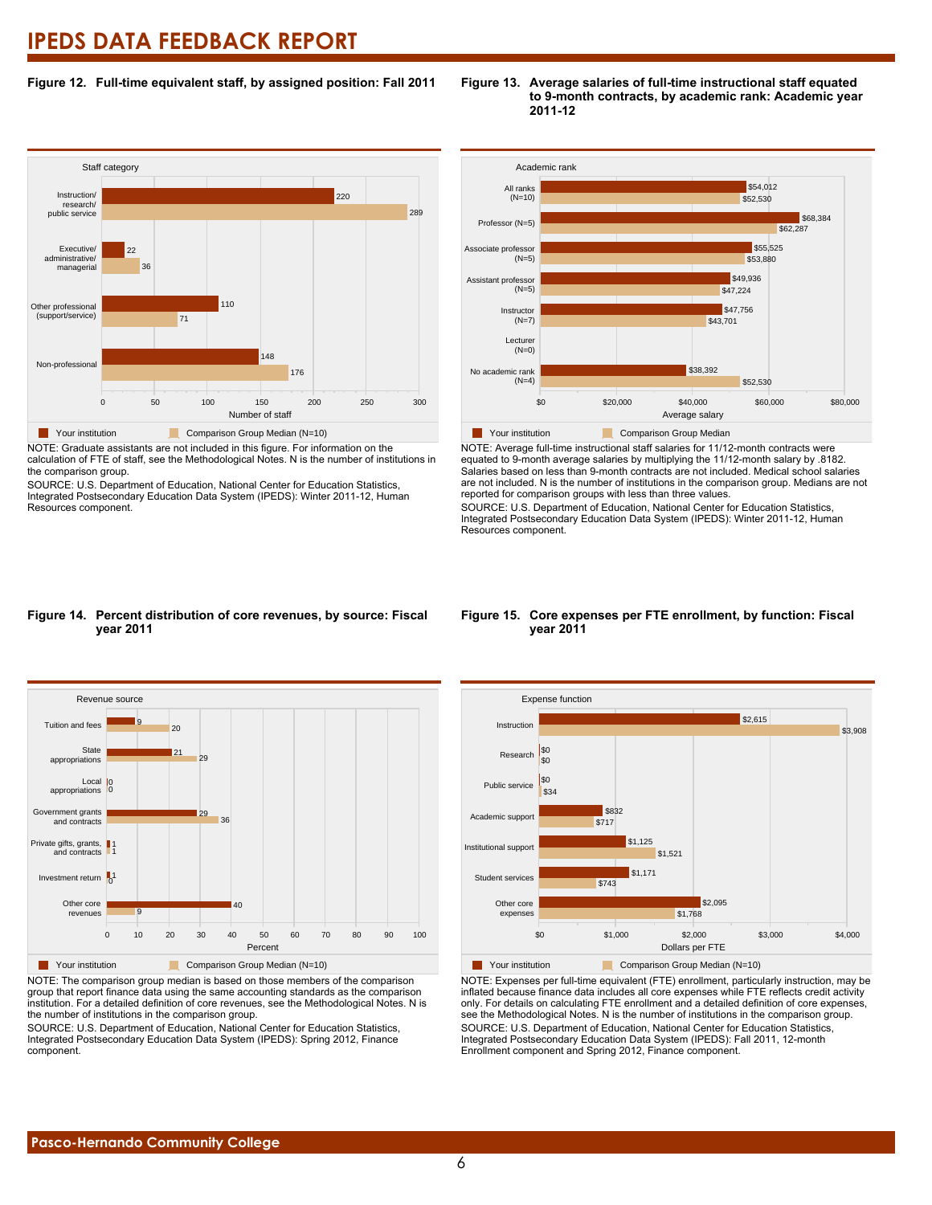## Figure 12. Full-time equivalent staff, by assigned position: Fall 2011

| Staff category | Your institution | Comparison Group Median (N=10) |
|---|---|---|
| Instruction/ research/ public service | 220 | 289 |
| Executive/ administrative/ managerial | 22 | 36 |
| Other professional (support/service) | 110 | 71 |
| Non-professional | 148 | 176 |

NOTE: Graduate assistants are not included in this figure. For information on the calculation of FTE of staff, see the Methodological Notes. N is the number of institutions in the comparison group.

SOURCE: U.S. Department of Education, National Center for Education Statistics, Integrated Postsecondary Education Data System (IPEDS): Winter 2011-12, Human Resources component.

## Figure 13. Average salaries of full-time instructional staff equated to 9-month contracts, by academic rank: Academic year 2011-12

| Academic rank | Your institution | Comparison Group Median |
|---|---|---|
| All ranks (N=10) | $54,012 | $52,530 |
| Professor (N=5) | $68,384 | $62,287 |
| Associate professor (N=5) | $55,525 | $53,880 |
| Assistant professor (N=5) | $49,936 | $47,224 |
| Instructor (N=7) | $47,756 | $43,701 |
| Lecturer (N=0) | | |
| No academic rank (N=4) | $38,392 | $52,530 |

NOTE: Average full-time instructional staff salaries for 11/12-month contracts were equated to 9-month average salaries by multiplying the 11/12-month salary by .8182. Salaries based on less than 9-month contracts are not included. Medical school salaries are not included. N is the number of institutions in the comparison group. Medians are not reported for comparison groups with less than three values.

SOURCE: U.S. Department of Education, National Center for Education Statistics, Integrated Postsecondary Education Data System (IPEDS): Winter 2011-12, Human Resources component.

## Figure 14. Percent distribution of core revenues, by source: Fiscal year 2011

| Revenue source | Your institution (Percent) | Comparison Group Median (N=10) (Percent) |
|---|---|---|
| Tuition and fees | 9 | 20 |
| State appropriations | 21 | 29 |
| Local appropriations | 0 | 0 |
| Government grants and contracts | 29 | 36 |
| Private gifts, grants, and contracts | 1 | 1 |
| Investment return | 1 | 0 |
| Other core revenues | 40 | 9 |

NOTE: The comparison group median is based on those members of the comparison group that report finance data using the same accounting standards as the comparison institution. For a detailed definition of core revenues, see the Methodological Notes. N is the number of institutions in the comparison group.

SOURCE: U.S. Department of Education, National Center for Education Statistics, Integrated Postsecondary Education Data System (IPEDS): Spring 2012, Finance component.

## Figure 15. Core expenses per FTE enrollment, by function: Fiscal year 2011

| Expense function | Your institution (Dollars per FTE) | Comparison Group Median (N=10) (Dollars per FTE) |
|---|---|---|
| Instruction | $2,615 | $3,908 |
| Research | $0 | $0 |
| Public service | $0 | $34 |
| Academic support | $832 | $717 |
| Institutional support | $1,125 | $1,521 |
| Student services | $1,171 | $743 |
| Other core expenses | $2,095 | $1,768 |

NOTE: Expenses per full-time equivalent (FTE) enrollment, particularly instruction, may be inflated because finance data includes all core expenses while FTE reflects credit activity only. For details on calculating FTE enrollment and a detailed definition of core expenses, see the Methodological Notes. N is the number of institutions in the comparison group.

SOURCE: U.S. Department of Education, National Center for Education Statistics, Integrated Postsecondary Education Data System (IPEDS): Fall 2011, 12-month Enrollment component and Spring 2012, Finance component.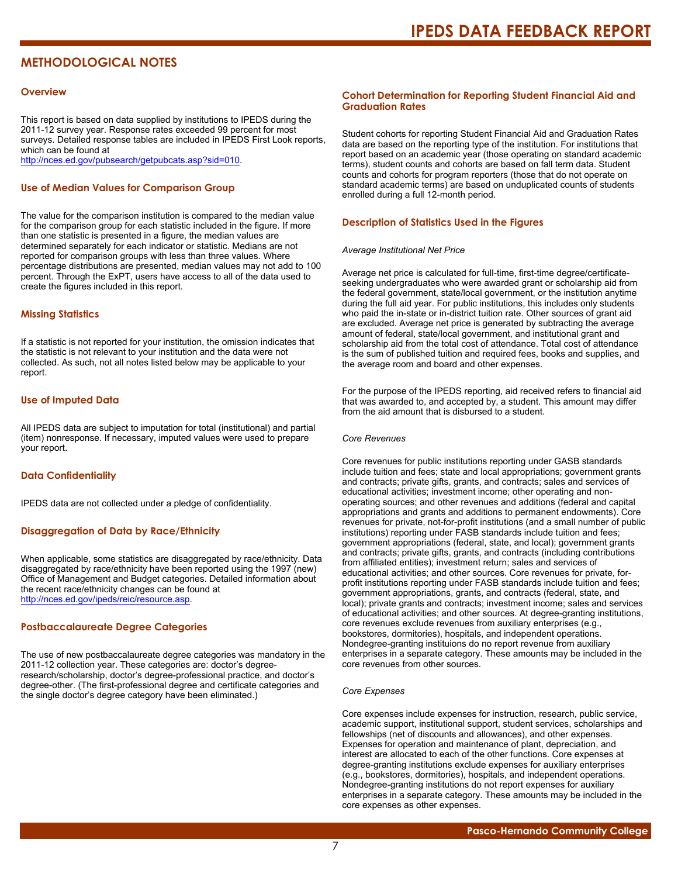# METHODOLOGICAL NOTES

### Overview

This report is based on data supplied by institutions to IPEDS during the 2011-12 survey year. Response rates exceeded 99 percent for most surveys. Detailed response tables are included in IPEDS First Look reports, which can be found at http://nces.ed.gov/pubsearch/getpubcats.asp?sid=010.

### Use of Median Values for Comparison Group

The value for the comparison institution is compared to the median value for the comparison group for each statistic included in the figure. If more than one statistic is presented in a figure, the median values are determined separately for each indicator or statistic. Medians are not reported for comparison groups with less than three values. Where percentage distributions are presented, median values may not add to 100 percent. Through the ExPT, users have access to all of the data used to create the figures included in this report.

### Missing Statistics

If a statistic is not reported for your institution, the omission indicates that the statistic is not relevant to your institution and the data were not collected. As such, not all notes listed below may be applicable to your report.

### Use of Imputed Data

All IPEDS data are subject to imputation for total (institutional) and partial (item) nonresponse. If necessary, imputed values were used to prepare your report.

### Data Confidentiality

IPEDS data are not collected under a pledge of confidentiality.

### Disaggregation of Data by Race/Ethnicity

When applicable, some statistics are disaggregated by race/ethnicity. Data disaggregated by race/ethnicity have been reported using the 1997 (new) Office of Management and Budget categories. Detailed information about the recent race/ethnicity changes can be found at http://nces.ed.gov/ipeds/reic/resource.asp.

### Postbaccalaureate Degree Categories

The use of new postbaccalaureate degree categories was mandatory in the 2011-12 collection year. These categories are: doctor's degree-research/scholarship, doctor's degree-professional practice, and doctor's degree-other. (The first-professional degree and certificate categories and the single doctor's degree category have been eliminated.)

### Cohort Determination for Reporting Student Financial Aid and Graduation Rates

Student cohorts for reporting Student Financial Aid and Graduation Rates data are based on the reporting type of the institution. For institutions that report based on an academic year (those operating on standard academic terms), student counts and cohorts are based on fall term data. Student counts and cohorts for program reporters (those that do not operate on standard academic terms) are based on unduplicated counts of students enrolled during a full 12-month period.

### Description of Statistics Used in the Figures

*Average Institutional Net Price*

Average net price is calculated for full-time, first-time degree/certificate-seeking undergraduates who were awarded grant or scholarship aid from the federal government, state/local government, or the institution anytime during the full aid year. For public institutions, this includes only students who paid the in-state or in-district tuition rate. Other sources of grant aid are excluded. Average net price is generated by subtracting the average amount of federal, state/local government, and institutional grant and scholarship aid from the total cost of attendance. Total cost of attendance is the sum of published tuition and required fees, books and supplies, and the average room and board and other expenses.

For the purpose of the IPEDS reporting, aid received refers to financial aid that was awarded to, and accepted by, a student. This amount may differ from the aid amount that is disbursed to a student.

*Core Revenues*

Core revenues for public institutions reporting under GASB standards include tuition and fees; state and local appropriations; government grants and contracts; private gifts, grants, and contracts; sales and services of educational activities; investment income; other operating and non-operating sources; and other revenues and additions (federal and capital appropriations and grants and additions to permanent endowments). Core revenues for private, not-for-profit institutions (and a small number of public institutions) reporting under FASB standards include tuition and fees; government appropriations (federal, state, and local); government grants and contracts; private gifts, grants, and contracts (including contributions from affiliated entities); investment return; sales and services of educational activities; and other sources. Core revenues for private, for-profit institutions reporting under FASB standards include tuition and fees; government appropriations, grants, and contracts (federal, state, and local); private grants and contracts; investment income; sales and services of educational activities; and other sources. At degree-granting institutions, core revenues exclude revenues from auxiliary enterprises (e.g., bookstores, dormitories), hospitals, and independent operations. Nondegree-granting instituions do not report revenue from auxiliary enterprises in a separate category. These amounts may be included in the core revenues from other sources.

*Core Expenses*

Core expenses include expenses for instruction, research, public service, academic support, institutional support, student services, scholarships and fellowships (net of discounts and allowances), and other expenses. Expenses for operation and maintenance of plant, depreciation, and interest are allocated to each of the other functions. Core expenses at degree-granting institutions exclude expenses for auxiliary enterprises (e.g., bookstores, dormitories), hospitals, and independent operations. Nondegree-granting institutions do not report expenses for auxiliary enterprises in a separate category. These amounts may be included in the core expenses as other expenses.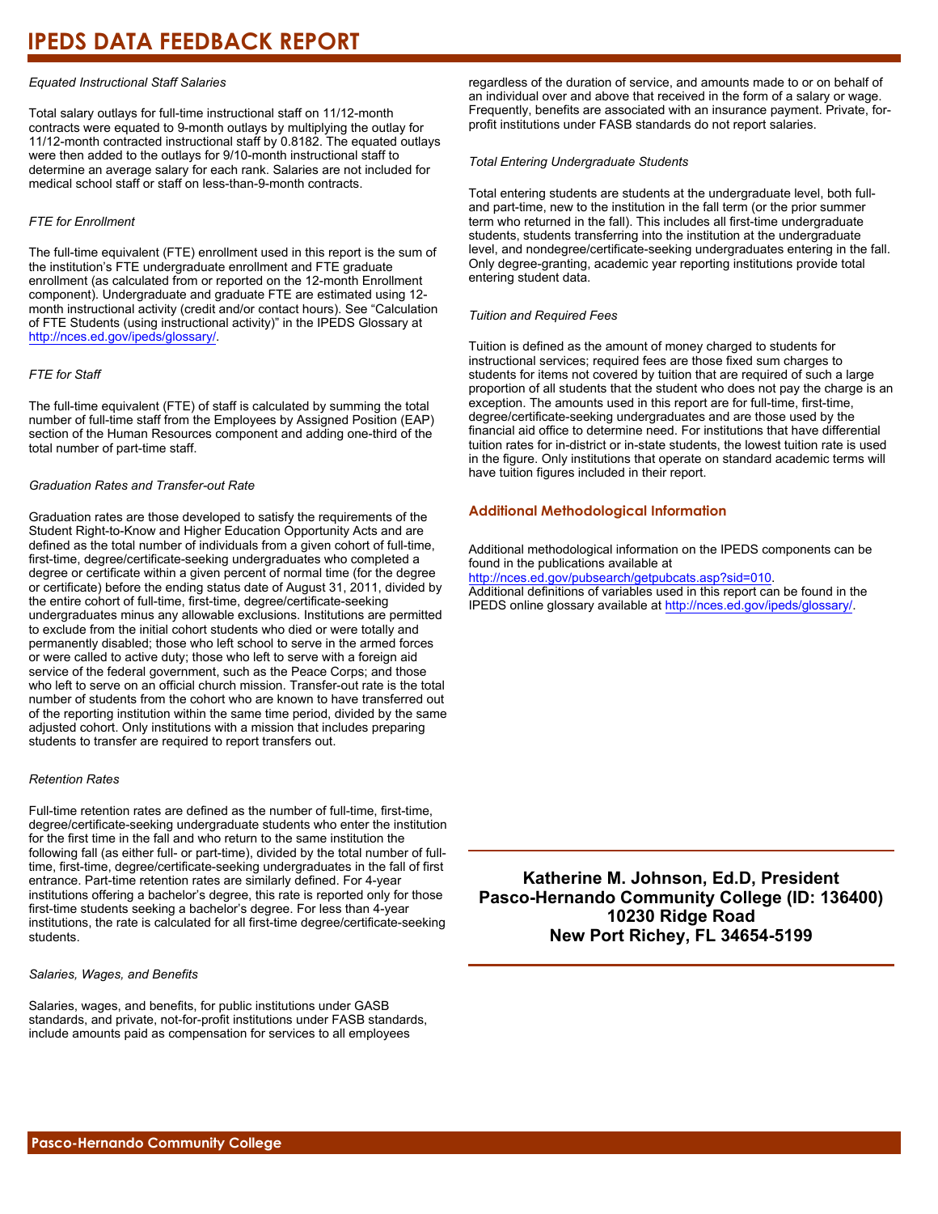*Equated Instructional Staff Salaries*

Total salary outlays for full-time instructional staff on 11/12-month contracts were equated to 9-month outlays by multiplying the outlay for 11/12-month contracted instructional staff by 0.8182. The equated outlays were then added to the outlays for 9/10-month instructional staff to determine an average salary for each rank. Salaries are not included for medical school staff or staff on less-than-9-month contracts.

*FTE for Enrollment*

The full-time equivalent (FTE) enrollment used in this report is the sum of the institution's FTE undergraduate enrollment and FTE graduate enrollment (as calculated from or reported on the 12-month Enrollment component). Undergraduate and graduate FTE are estimated using 12-month instructional activity (credit and/or contact hours). See "Calculation of FTE Students (using instructional activity)" in the IPEDS Glossary at http://nces.ed.gov/ipeds/glossary/.

*FTE for Staff*

The full-time equivalent (FTE) of staff is calculated by summing the total number of full-time staff from the Employees by Assigned Position (EAP) section of the Human Resources component and adding one-third of the total number of part-time staff.

*Graduation Rates and Transfer-out Rate*

Graduation rates are those developed to satisfy the requirements of the Student Right-to-Know and Higher Education Opportunity Acts and are defined as the total number of individuals from a given cohort of full-time, first-time, degree/certificate-seeking undergraduates who completed a degree or certificate within a given percent of normal time (for the degree or certificate) before the ending status date of August 31, 2011, divided by the entire cohort of full-time, first-time, degree/certificate-seeking undergraduates minus any allowable exclusions. Institutions are permitted to exclude from the initial cohort students who died or were totally and permanently disabled; those who left school to serve in the armed forces or were called to active duty; those who left to serve with a foreign aid service of the federal government, such as the Peace Corps; and those who left to serve on an official church mission. Transfer-out rate is the total number of students from the cohort who are known to have transferred out of the reporting institution within the same time period, divided by the same adjusted cohort. Only institutions with a mission that includes preparing students to transfer are required to report transfers out.

*Retention Rates*

Full-time retention rates are defined as the number of full-time, first-time, degree/certificate-seeking undergraduate students who enter the institution for the first time in the fall and who return to the same institution the following fall (as either full- or part-time), divided by the total number of full-time, first-time, degree/certificate-seeking undergraduates in the fall of first entrance. Part-time retention rates are similarly defined. For 4-year institutions offering a bachelor's degree, this rate is reported only for those first-time students seeking a bachelor's degree. For less than 4-year institutions, the rate is calculated for all first-time degree/certificate-seeking students.

*Salaries, Wages, and Benefits*

Salaries, wages, and benefits, for public institutions under GASB standards, and private, not-for-profit institutions under FASB standards, include amounts paid as compensation for services to all employees regardless of the duration of service, and amounts made to or on behalf of an individual over and above that received in the form of a salary or wage. Frequently, benefits are associated with an insurance payment. Private, for-profit institutions under FASB standards do not report salaries.

*Total Entering Undergraduate Students*

Total entering students are students at the undergraduate level, both full- and part-time, new to the institution in the fall term (or the prior summer term who returned in the fall). This includes all first-time undergraduate students, students transferring into the institution at the undergraduate level, and nondegree/certificate-seeking undergraduates entering in the fall. Only degree-granting, academic year reporting institutions provide total entering student data.

*Tuition and Required Fees*

Tuition is defined as the amount of money charged to students for instructional services; required fees are those fixed sum charges to students for items not covered by tuition that are required of such a large proportion of all students that the student who does not pay the charge is an exception. The amounts used in this report are for full-time, first-time, degree/certificate-seeking undergraduates and are those used by the financial aid office to determine need. For institutions that have differential tuition rates for in-district or in-state students, the lowest tuition rate is used in the figure. Only institutions that operate on standard academic terms will have tuition figures included in their report.

## Additional Methodological Information

Additional methodological information on the IPEDS components can be found in the publications available at http://nces.ed.gov/pubsearch/getpubcats.asp?sid=010.
Additional definitions of variables used in this report can be found in the IPEDS online glossary available at http://nces.ed.gov/ipeds/glossary/.

**Katherine M. Johnson, Ed.D, President**
**Pasco-Hernando Community College (ID: 136400)**
**10230 Ridge Road**
**New Port Richey, FL 34654-5199**